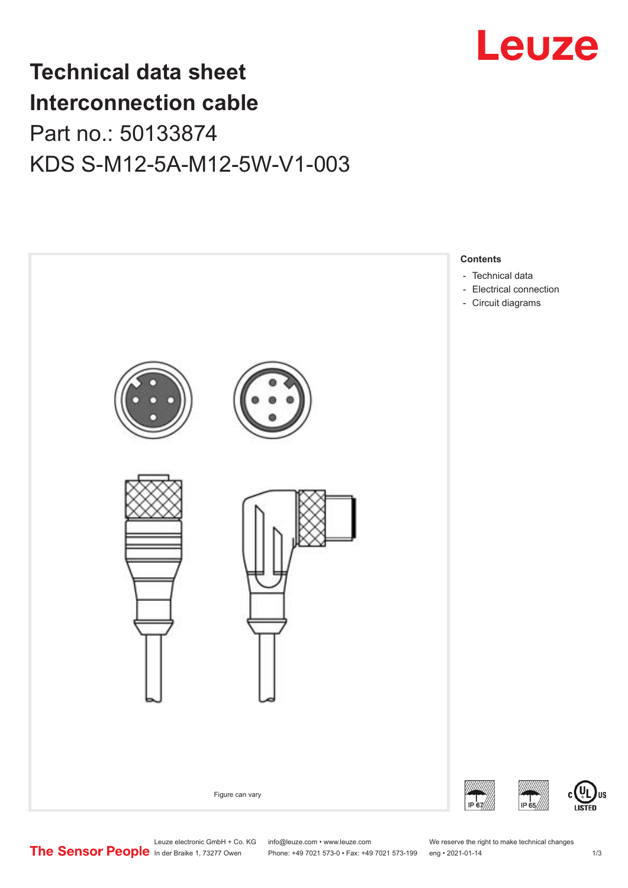# Technical data sheet
# Interconnection cable

## Part no.: 50133874

## KDS S-M12-5A-M12-5W-V1-003

Figure can vary

**Contents**

- Technical data
- Electrical connection
- Circuit diagrams

IP 67 IP 65 c UL US LISTED

Leuze electronic GmbH + Co. KG
In der Braike 1, 73277 Owen

info@leuze.com • www.leuze.com
Phone: +49 7021 573-0 • Fax: +49 7021 573-199

We reserve the right to make technical changes
eng • 2021-01-14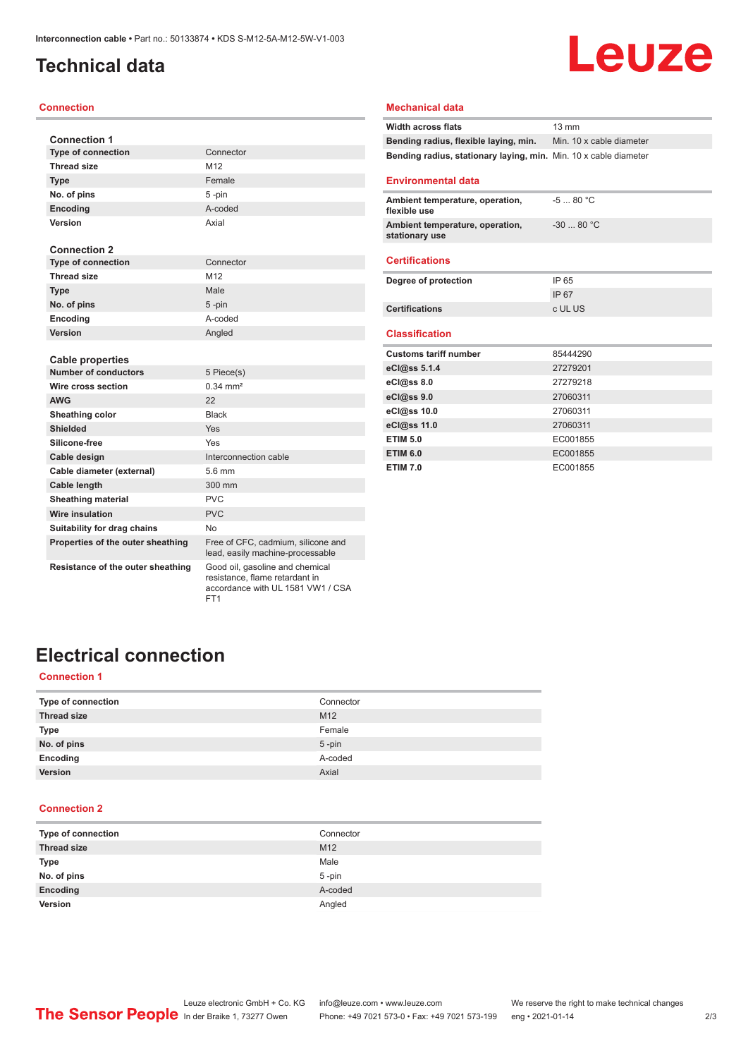Interconnection cable • Part no.: 50133874 • KDS S-M12-5A-M12-5W-V1-003

# Technical data

## Connection

**Connection 1**

| | |
|---|---|
| Type of connection | Connector |
| Thread size | M12 |
| Type | Female |
| No. of pins | 5 -pin |
| Encoding | A-coded |
| Version | Axial |

**Connection 2**

| | |
|---|---|
| Type of connection | Connector |
| Thread size | M12 |
| Type | Male |
| No. of pins | 5 -pin |
| Encoding | A-coded |
| Version | Angled |

**Cable properties**

| | |
|---|---|
| Number of conductors | 5 Piece(s) |
| Wire cross section | 0.34 mm² |
| AWG | 22 |
| Sheathing color | Black |
| Shielded | Yes |
| Silicone-free | Yes |
| Cable design | Interconnection cable |
| Cable diameter (external) | 5.6 mm |
| Cable length | 300 mm |
| Sheathing material | PVC |
| Wire insulation | PVC |
| Suitability for drag chains | No |
| Properties of the outer sheathing | Free of CFC, cadmium, silicone and lead, easily machine-processable |
| Resistance of the outer sheathing | Good oil, gasoline and chemical resistance, flame retardant in accordance with UL 1581 VW1 / CSA FT1 |

## Mechanical data

| | |
|---|---|
| Width across flats | 13 mm |
| Bending radius, flexible laying, min. | Min. 10 x cable diameter |
| Bending radius, stationary laying, min. | Min. 10 x cable diameter |

## Environmental data

| | |
|---|---|
| Ambient temperature, operation, flexible use | -5 ... 80 °C |
| Ambient temperature, operation, stationary use | -30 ... 80 °C |

## Certifications

| | |
|---|---|
| Degree of protection | IP 65 |
| | IP 67 |
| Certifications | c UL US |

## Classification

| | |
|---|---|
| Customs tariff number | 85444290 |
| eCl@ss 5.1.4 | 27279201 |
| eCl@ss 8.0 | 27279218 |
| eCl@ss 9.0 | 27060311 |
| eCl@ss 10.0 | 27060311 |
| eCl@ss 11.0 | 27060311 |
| ETIM 5.0 | EC001855 |
| ETIM 6.0 | EC001855 |
| ETIM 7.0 | EC001855 |

# Electrical connection

## Connection 1

| | |
|---|---|
| Type of connection | Connector |
| Thread size | M12 |
| Type | Female |
| No. of pins | 5 -pin |
| Encoding | A-coded |
| Version | Axial |

## Connection 2

| | |
|---|---|
| Type of connection | Connector |
| Thread size | M12 |
| Type | Male |
| No. of pins | 5 -pin |
| Encoding | A-coded |
| Version | Angled |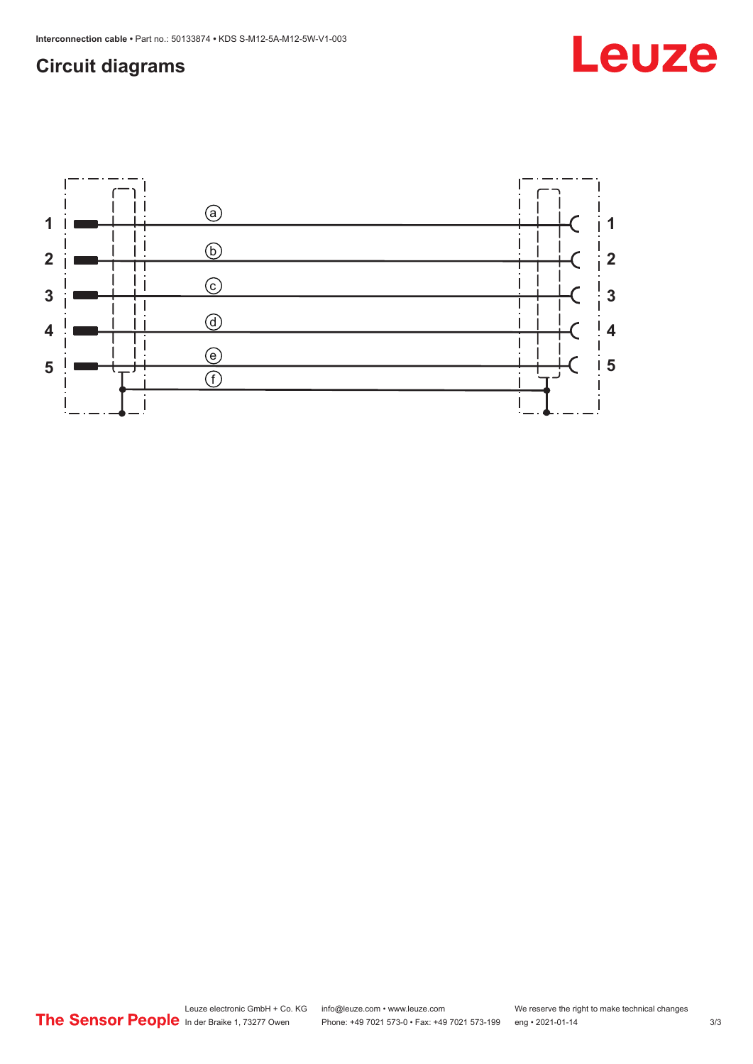## Circuit diagrams

1
2
3
4
5

a
b
c
d
e
f

1
2
3
4
5